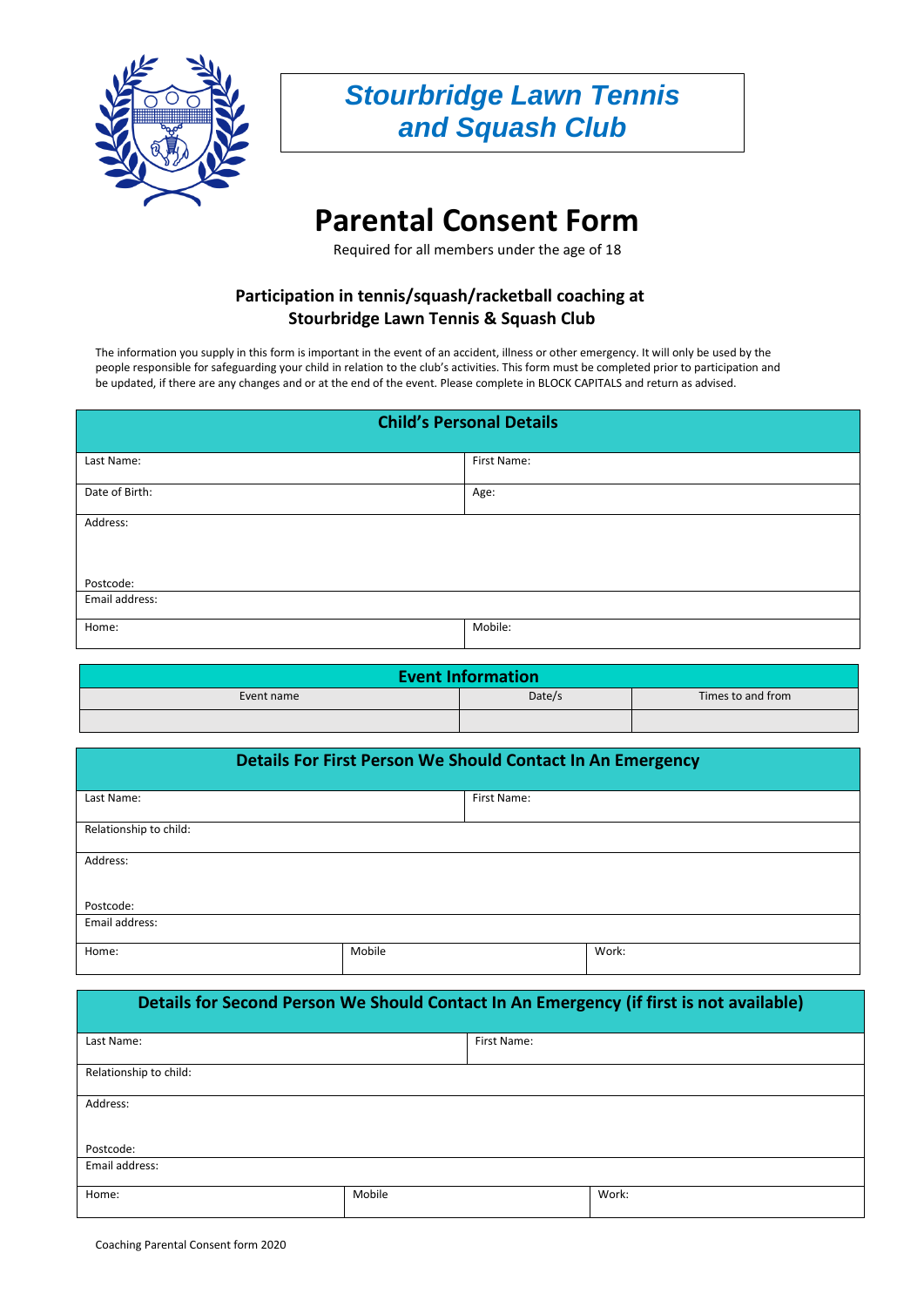# Stourbridge Lawn Tennis and Squash Club

# Parental Consent Form

Required for all members under the age of 18

## Participation in tennis/squash/racketball coaching at Stourbridge Lawn Tennis & Squash Club

The information you supply in this form is important in the event of an accident, illness or other emergency. It will only be used by the people responsible for safeguarding your child in relation to the club's activities. This form must be completed prior to participation and be updated, if there are any changes and or at the end of the event. Please complete in BLOCK CAPITALS and return as advised.

| Child's Personal Details | |
|---|---|
| Last Name: | First Name: |
| Date of Birth: | Age: |
| Address:<br><br>Postcode: | |
| Email address: | |
| Home: | Mobile: |

| Event Information | | |
|---|---|---|
| Event name | Date/s | Times to and from |
| | | |

| Details For First Person We Should Contact In An Emergency | | |
|---|---|---|
| Last Name: | First Name: | |
| Relationship to child: | | |
| Address:<br><br>Postcode: | | |
| Email address: | | |
| Home: | Mobile | Work: |

| Details for Second Person We Should Contact In An Emergency (if first is not available) | | |
|---|---|---|
| Last Name: | First Name: | |
| Relationship to child: | | |
| Address:<br><br>Postcode: | | |
| Email address: | | |
| Home: | Mobile | Work: |

Coaching Parental Consent form 2020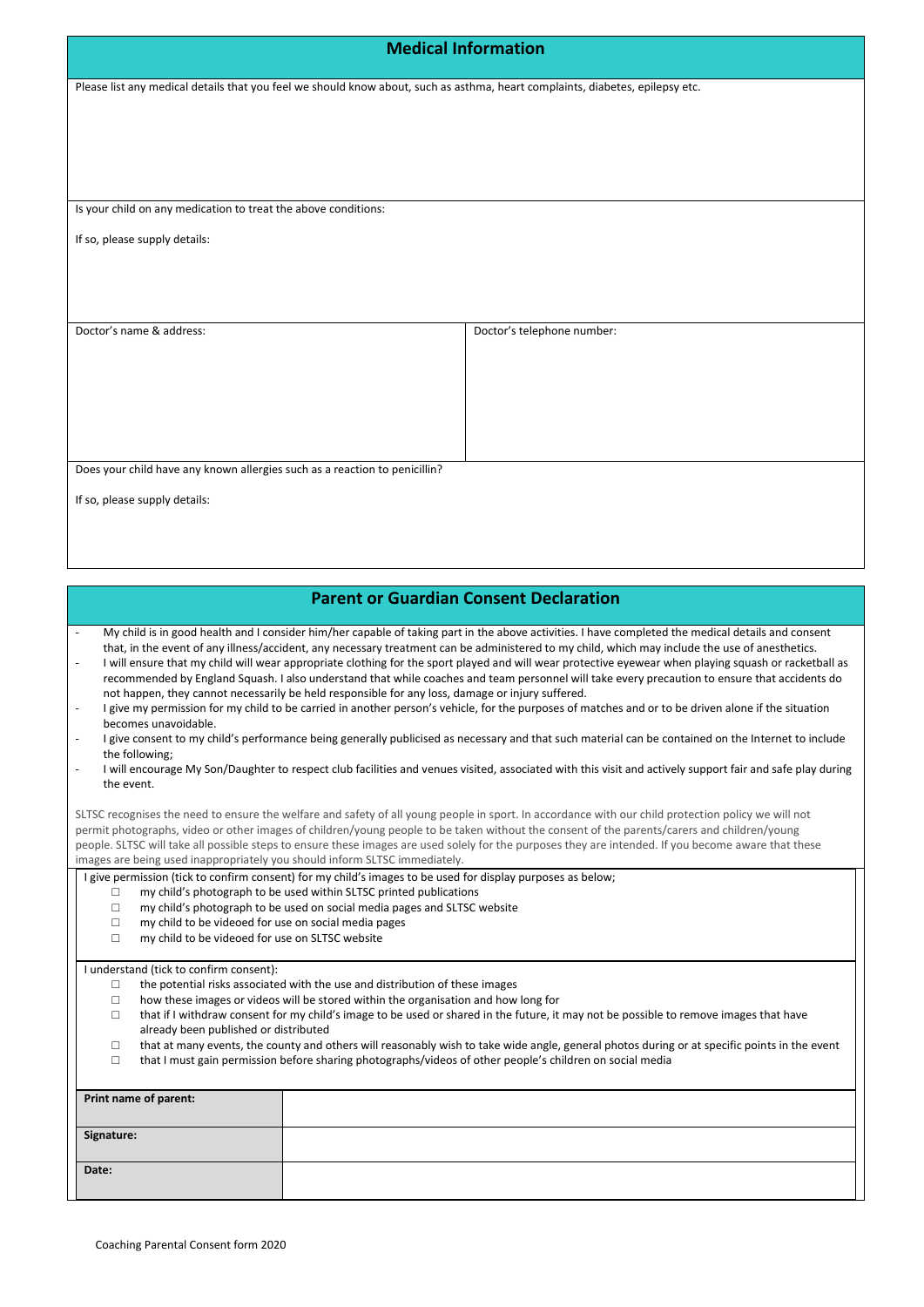## Medical Information

Please list any medical details that you feel we should know about, such as asthma, heart complaints, diabetes, epilepsy etc.

Is your child on any medication to treat the above conditions:

If so, please supply details:

| Doctor's name & address: | Doctor's telephone number: |
|---|---|
| | |

Does your child have any known allergies such as a reaction to penicillin?

If so, please supply details:

## Parent or Guardian Consent Declaration

- My child is in good health and I consider him/her capable of taking part in the above activities. I have completed the medical details and consent that, in the event of any illness/accident, any necessary treatment can be administered to my child, which may include the use of anesthetics.
- I will ensure that my child will wear appropriate clothing for the sport played and will wear protective eyewear when playing squash or racketball as recommended by England Squash. I also understand that while coaches and team personnel will take every precaution to ensure that accidents do not happen, they cannot necessarily be held responsible for any loss, damage or injury suffered.
- I give my permission for my child to be carried in another person's vehicle, for the purposes of matches and or to be driven alone if the situation becomes unavoidable.
- I give consent to my child's performance being generally publicised as necessary and that such material can be contained on the Internet to include the following;
- I will encourage My Son/Daughter to respect club facilities and venues visited, associated with this visit and actively support fair and safe play during the event.

SLTSC recognises the need to ensure the welfare and safety of all young people in sport. In accordance with our child protection policy we will not permit photographs, video or other images of children/young people to be taken without the consent of the parents/carers and children/young people. SLTSC will take all possible steps to ensure these images are used solely for the purposes they are intended. If you become aware that these images are being used inappropriately you should inform SLTSC immediately.

I give permission (tick to confirm consent) for my child's images to be used for display purposes as below;

- ☐ my child's photograph to be used within SLTSC printed publications
- ☐ my child's photograph to be used on social media pages and SLTSC website
- ☐ my child to be videoed for use on social media pages
- ☐ my child to be videoed for use on SLTSC website

I understand (tick to confirm consent):

- ☐ the potential risks associated with the use and distribution of these images
- ☐ how these images or videos will be stored within the organisation and how long for
- ☐ that if I withdraw consent for my child's image to be used or shared in the future, it may not be possible to remove images that have already been published or distributed
- ☐ that at many events, the county and others will reasonably wish to take wide angle, general photos during or at specific points in the event
- ☐ that I must gain permission before sharing photographs/videos of other people's children on social media

| | |
|---|---|
| **Print name of parent:** | |
| **Signature:** | |
| **Date:** | |

Coaching Parental Consent form 2020